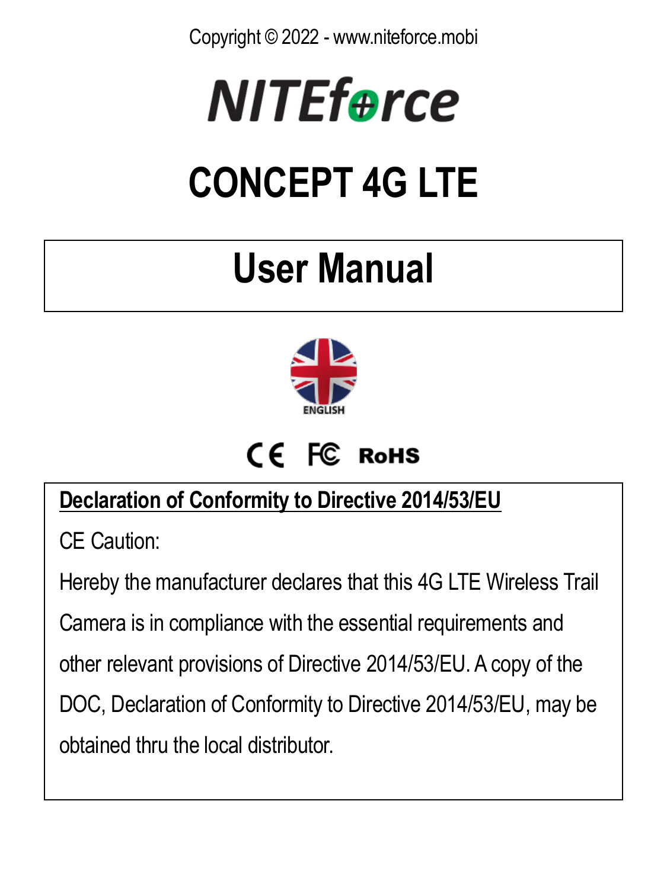Copyright © 2022 - www.niteforce.mobi

# NITEforce

# CONCEPT 4G LTE

# User Manual

ENGLISH

CE FC RoHS

**Declaration of Conformity to Directive 2014/53/EU**

CE Caution:

Hereby the manufacturer declares that this 4G LTE Wireless Trail Camera is in compliance with the essential requirements and other relevant provisions of Directive 2014/53/EU. A copy of the DOC, Declaration of Conformity to Directive 2014/53/EU, may be obtained thru the local distributor.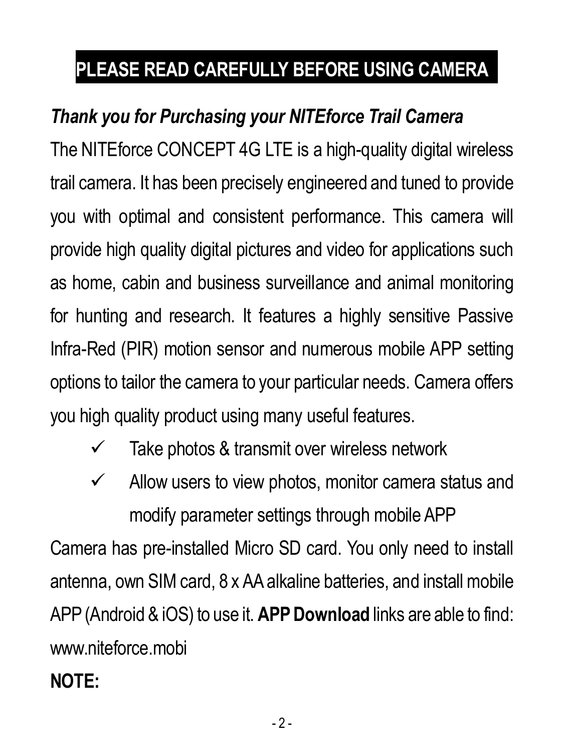# PLEASE READ CAREFULLY BEFORE USING CAMERA

***Thank you for Purchasing your NITEforce Trail Camera***

The NITEforce CONCEPT 4G LTE is a high-quality digital wireless trail camera. It has been precisely engineered and tuned to provide you with optimal and consistent performance. This camera will provide high quality digital pictures and video for applications such as home, cabin and business surveillance and animal monitoring for hunting and research. It features a highly sensitive Passive Infra-Red (PIR) motion sensor and numerous mobile APP setting options to tailor the camera to your particular needs. Camera offers you high quality product using many useful features.

- ✓ Take photos & transmit over wireless network
- ✓ Allow users to view photos, monitor camera status and modify parameter settings through mobile APP

Camera has pre-installed Micro SD card. You only need to install antenna, own SIM card, 8 x AA alkaline batteries, and install mobile APP (Android & iOS) to use it. **APP Download** links are able to find: www.niteforce.mobi

**NOTE:**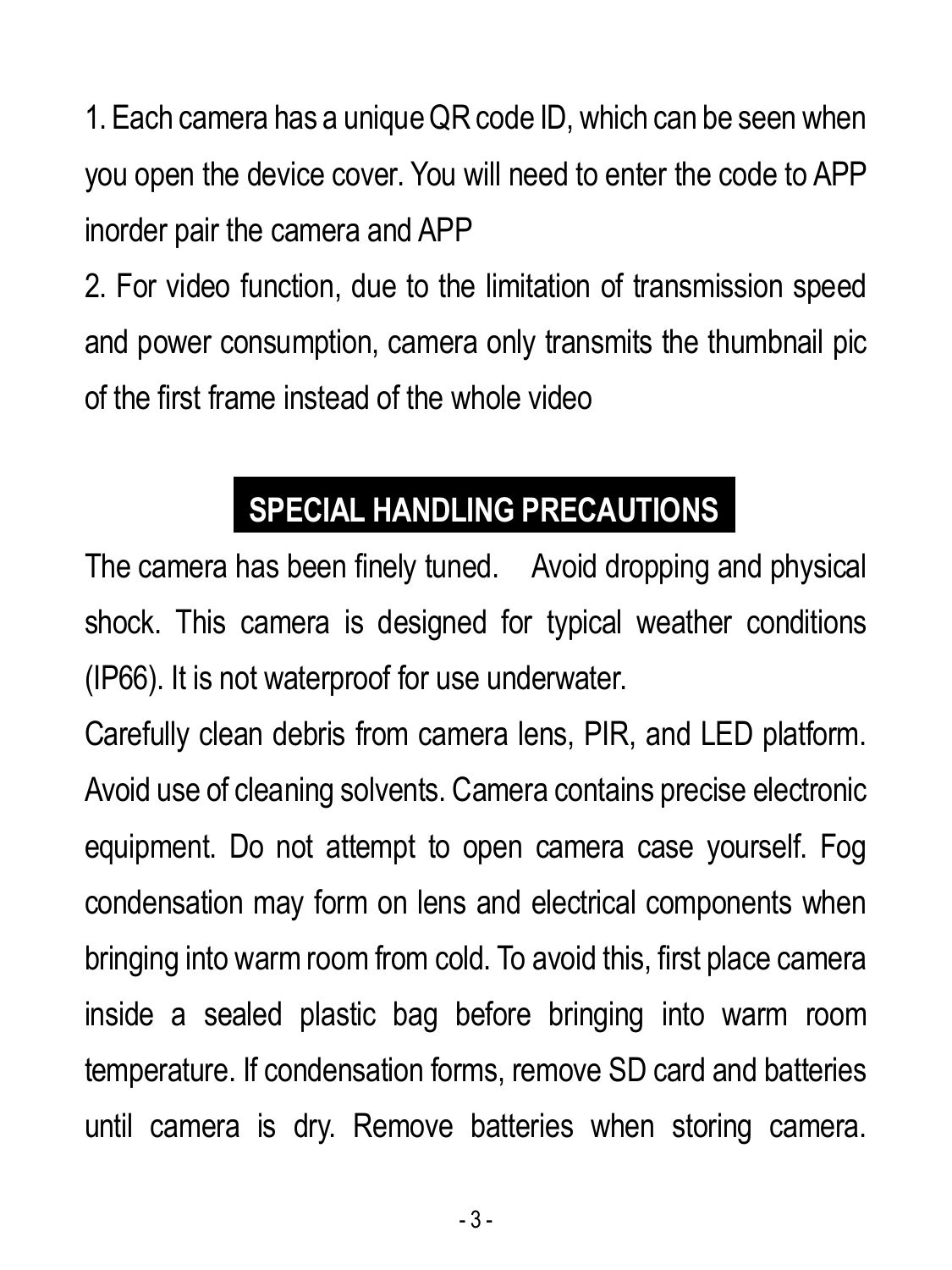1. Each camera has a unique QR code ID, which can be seen when you open the device cover. You will need to enter the code to APP inorder pair the camera and APP

2. For video function, due to the limitation of transmission speed and power consumption, camera only transmits the thumbnail pic of the first frame instead of the whole video

## SPECIAL HANDLING PRECAUTIONS

The camera has been finely tuned. Avoid dropping and physical shock. This camera is designed for typical weather conditions (IP66). It is not waterproof for use underwater.

Carefully clean debris from camera lens, PIR, and LED platform. Avoid use of cleaning solvents. Camera contains precise electronic equipment. Do not attempt to open camera case yourself. Fog condensation may form on lens and electrical components when bringing into warm room from cold. To avoid this, first place camera inside a sealed plastic bag before bringing into warm room temperature. If condensation forms, remove SD card and batteries until camera is dry. Remove batteries when storing camera.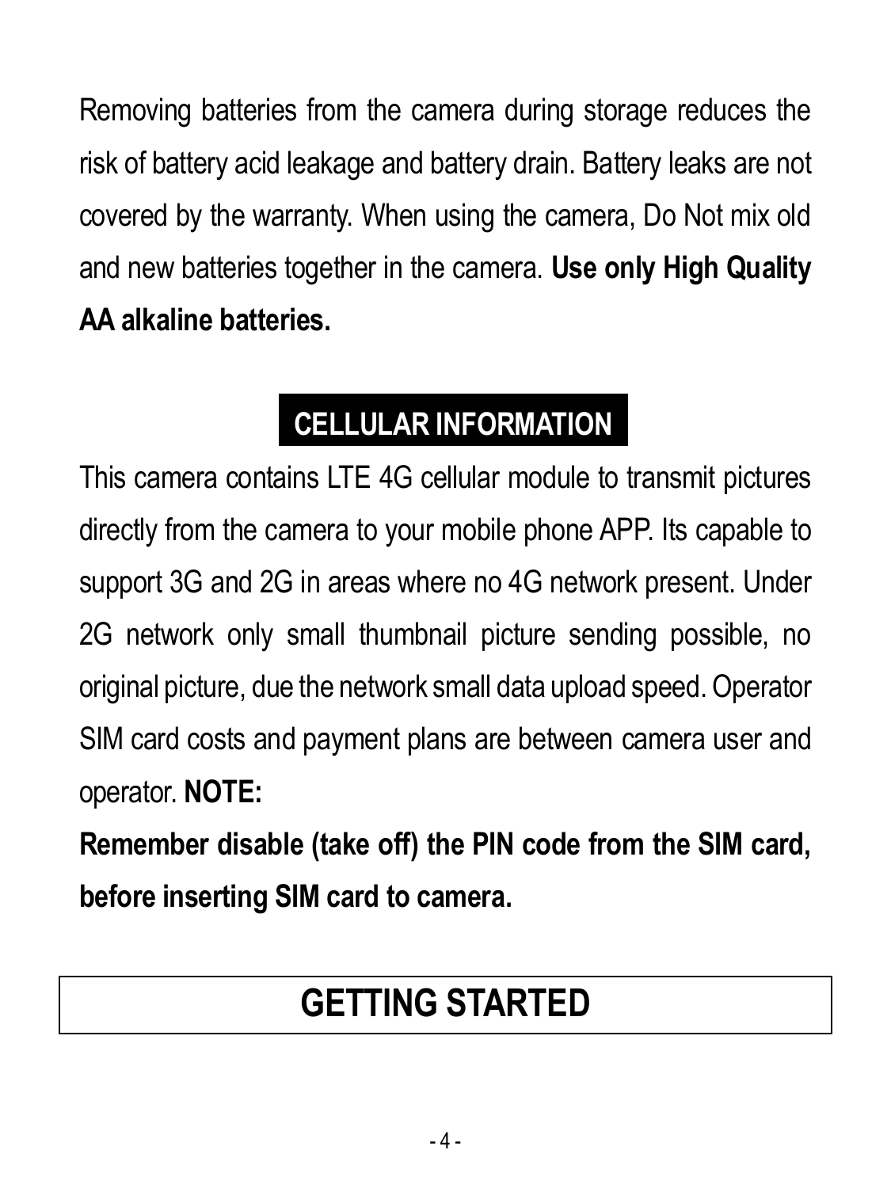Removing batteries from the camera during storage reduces the risk of battery acid leakage and battery drain. Battery leaks are not covered by the warranty. When using the camera, Do Not mix old and new batteries together in the camera. **Use only High Quality AA alkaline batteries.**

## CELLULAR INFORMATION

This camera contains LTE 4G cellular module to transmit pictures directly from the camera to your mobile phone APP. Its capable to support 3G and 2G in areas where no 4G network present. Under 2G network only small thumbnail picture sending possible, no original picture, due the network small data upload speed. Operator SIM card costs and payment plans are between camera user and operator. **NOTE:**

**Remember disable (take off) the PIN code from the SIM card, before inserting SIM card to camera.**

# GETTING STARTED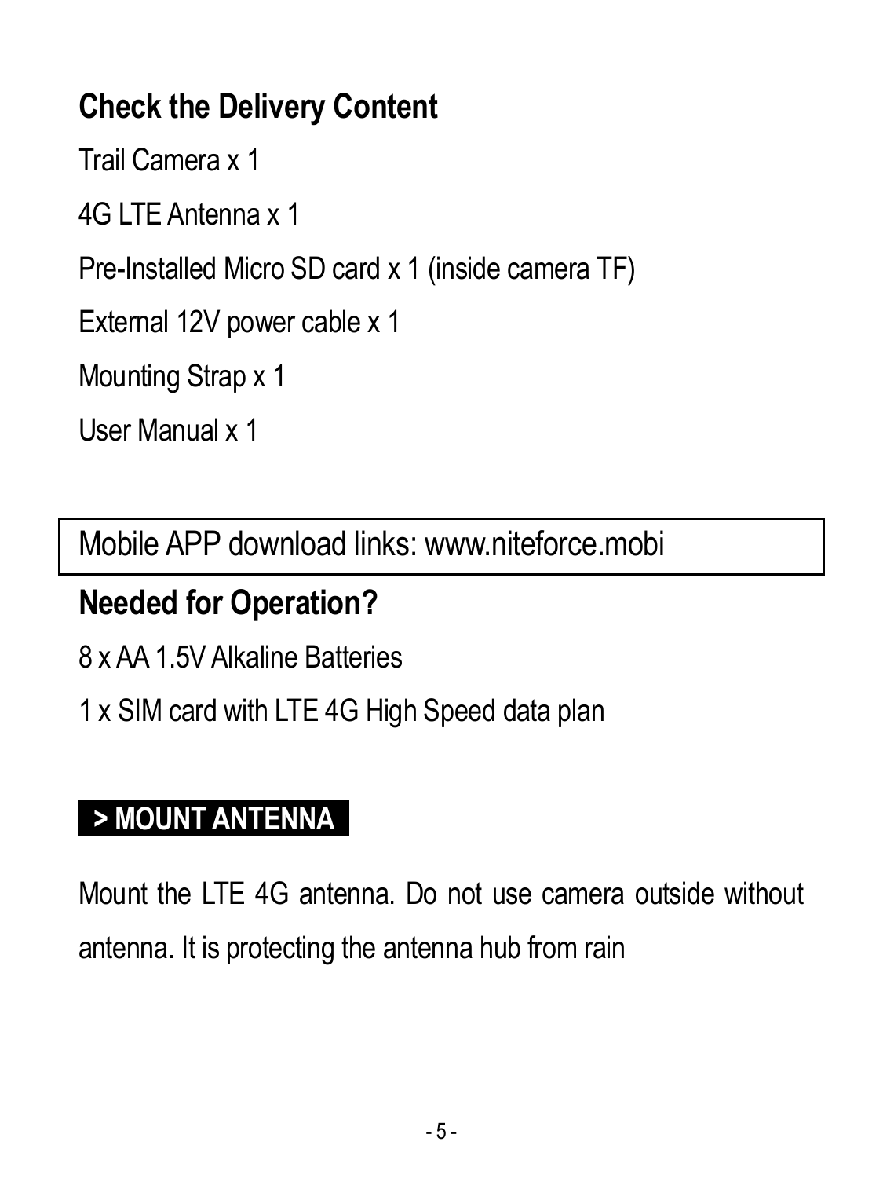## Check the Delivery Content

Trail Camera x 1

4G LTE Antenna x 1

Pre-Installed Micro SD card x 1 (inside camera TF)

External 12V power cable x 1

Mounting Strap x 1

User Manual x 1

Mobile APP download links: www.niteforce.mobi

## Needed for Operation?

8 x AA 1.5V Alkaline Batteries

1 x SIM card with LTE 4G High Speed data plan

### > MOUNT ANTENNA

Mount the LTE 4G antenna. Do not use camera outside without antenna. It is protecting the antenna hub from rain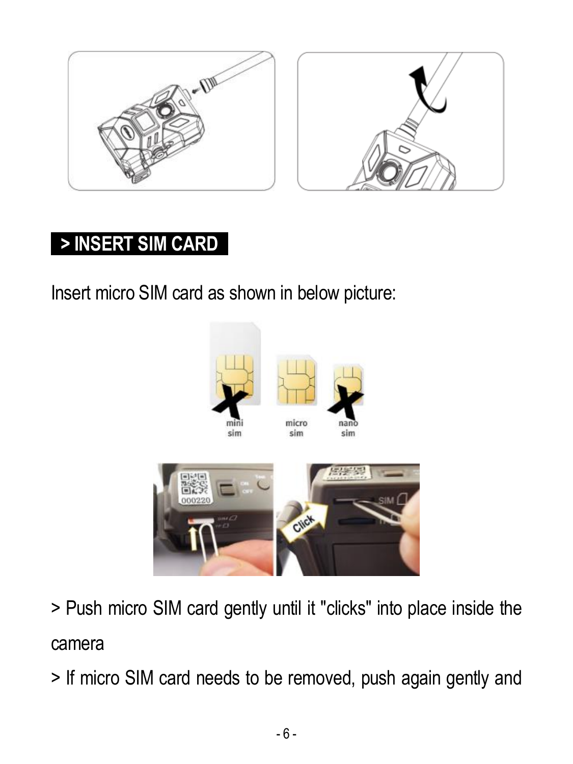## > INSERT SIM CARD

Insert micro SIM card as shown in below picture:

> Push micro SIM card gently until it "clicks" into place inside the camera

> If micro SIM card needs to be removed, push again gently and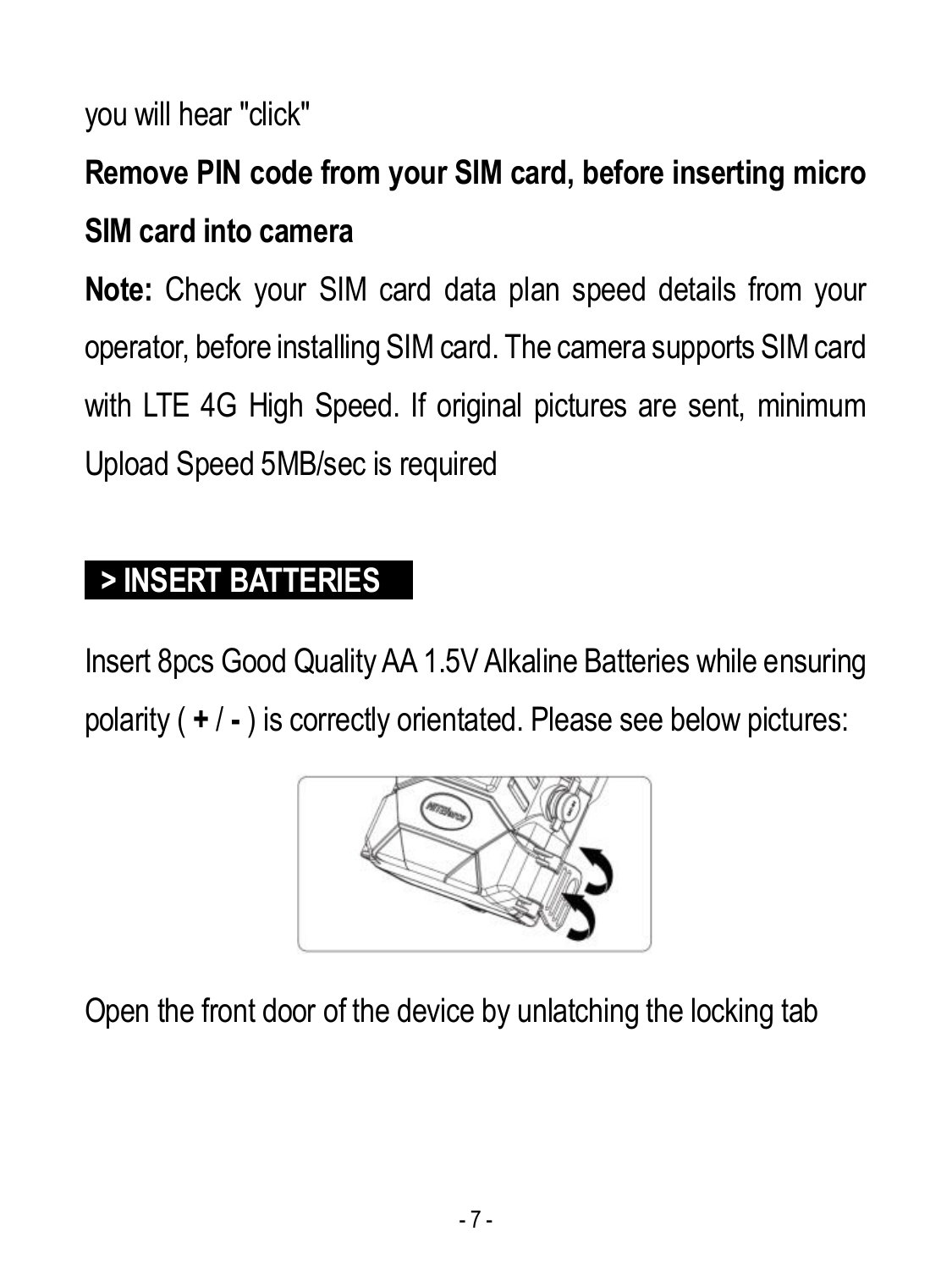you will hear "click"

**Remove PIN code from your SIM card, before inserting micro SIM card into camera**

**Note:** Check your SIM card data plan speed details from your operator, before installing SIM card. The camera supports SIM card with LTE 4G High Speed. If original pictures are sent, minimum Upload Speed 5MB/sec is required

## > INSERT BATTERIES

Insert 8pcs Good Quality AA 1.5V Alkaline Batteries while ensuring polarity ( **+** / **-** ) is correctly orientated. Please see below pictures:

Open the front door of the device by unlatching the locking tab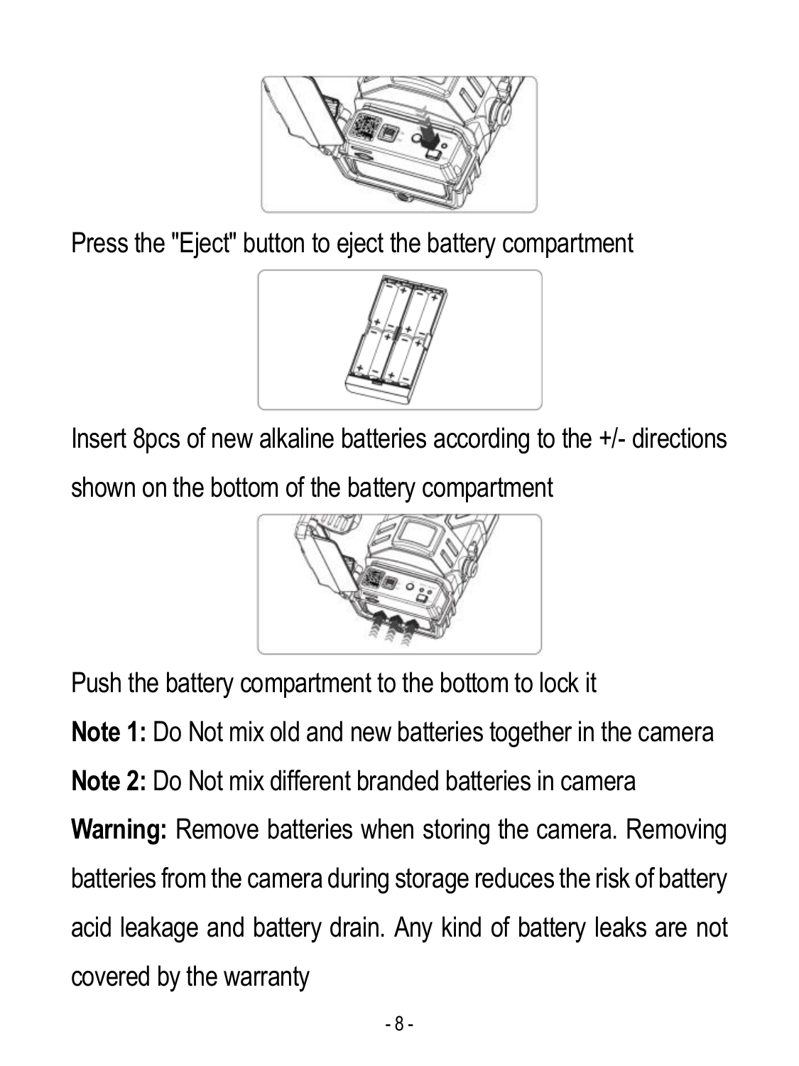Press the "Eject" button to eject the battery compartment

Insert 8pcs of new alkaline batteries according to the +/- directions shown on the bottom of the battery compartment

Push the battery compartment to the bottom to lock it

**Note 1:** Do Not mix old and new batteries together in the camera

**Note 2:** Do Not mix different branded batteries in camera

**Warning:** Remove batteries when storing the camera. Removing batteries from the camera during storage reduces the risk of battery acid leakage and battery drain. Any kind of battery leaks are not covered by the warranty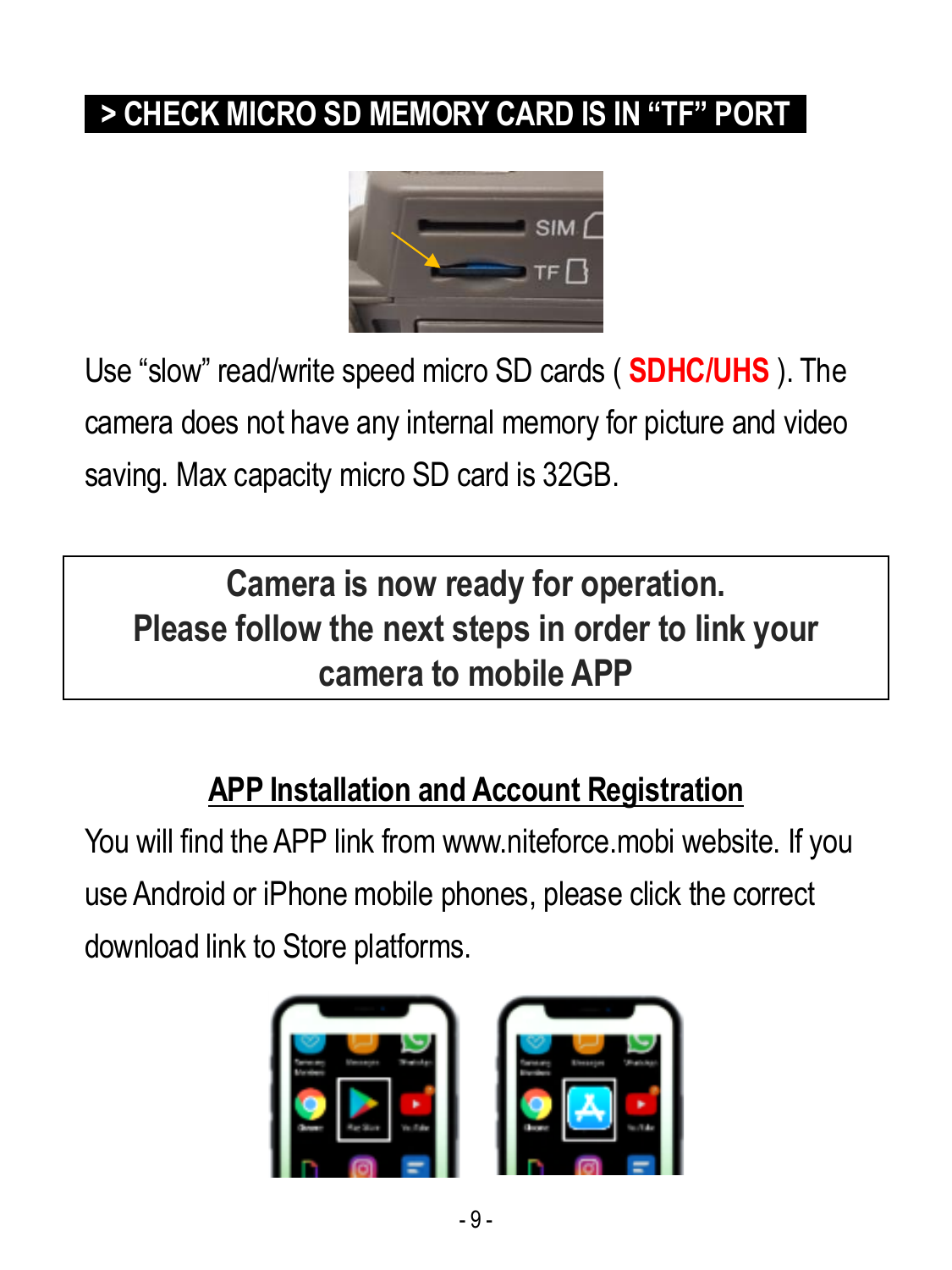## > CHECK MICRO SD MEMORY CARD IS IN "TF" PORT

Use "slow" read/write speed micro SD cards ( **SDHC/UHS** ). The camera does not have any internal memory for picture and video saving. Max capacity micro SD card is 32GB.

**Camera is now ready for operation.**
**Please follow the next steps in order to link your camera to mobile APP**

### APP Installation and Account Registration

You will find the APP link from www.niteforce.mobi website. If you use Android or iPhone mobile phones, please click the correct download link to Store platforms.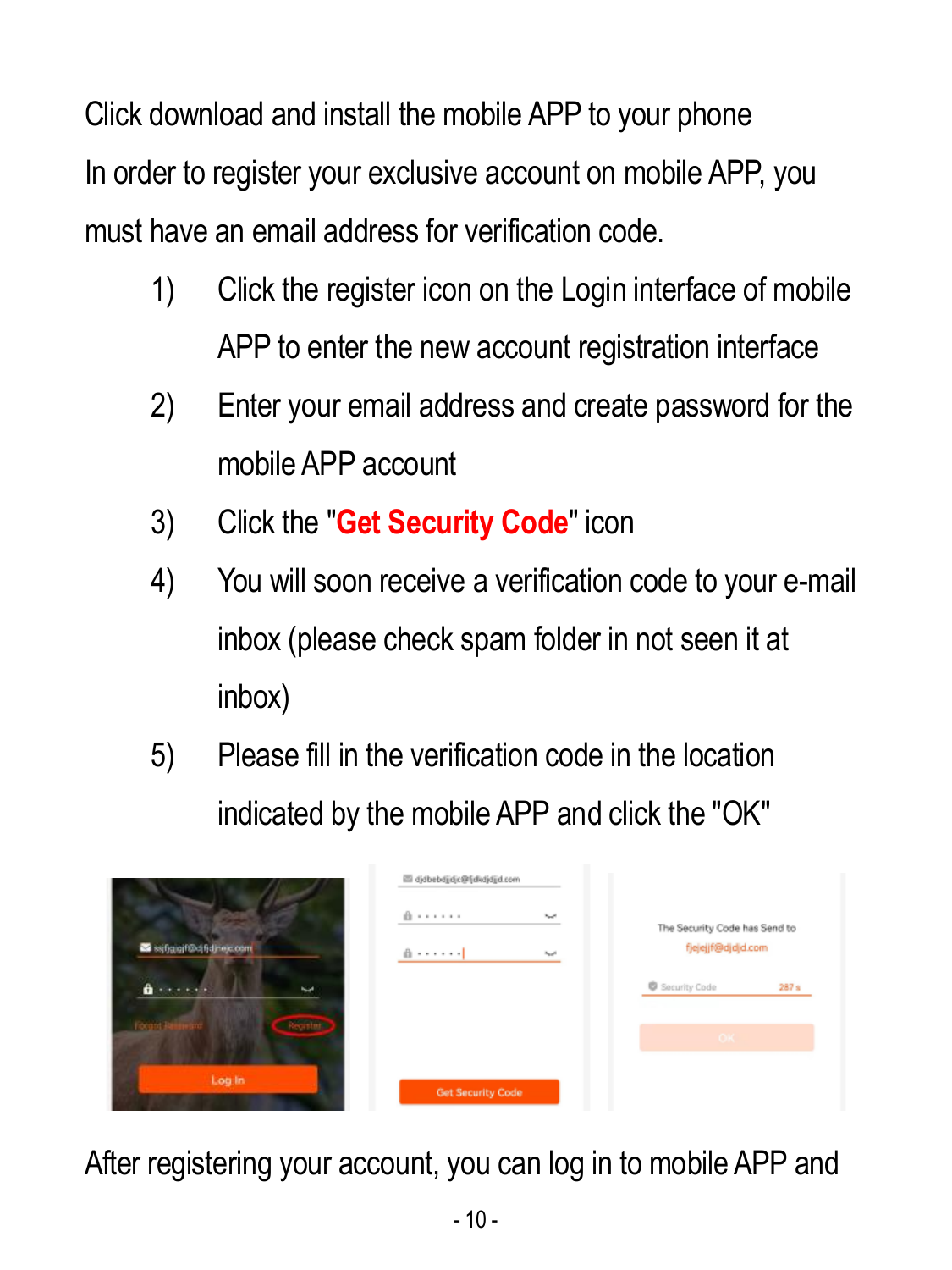Click download and install the mobile APP to your phone

In order to register your exclusive account on mobile APP, you must have an email address for verification code.

1) Click the register icon on the Login interface of mobile APP to enter the new account registration interface
2) Enter your email address and create password for the mobile APP account
3) Click the "**Get Security Code**" icon
4) You will soon receive a verification code to your e-mail inbox (please check spam folder in not seen it at inbox)
5) Please fill in the verification code in the location indicated by the mobile APP and click the "OK"

After registering your account, you can log in to mobile APP and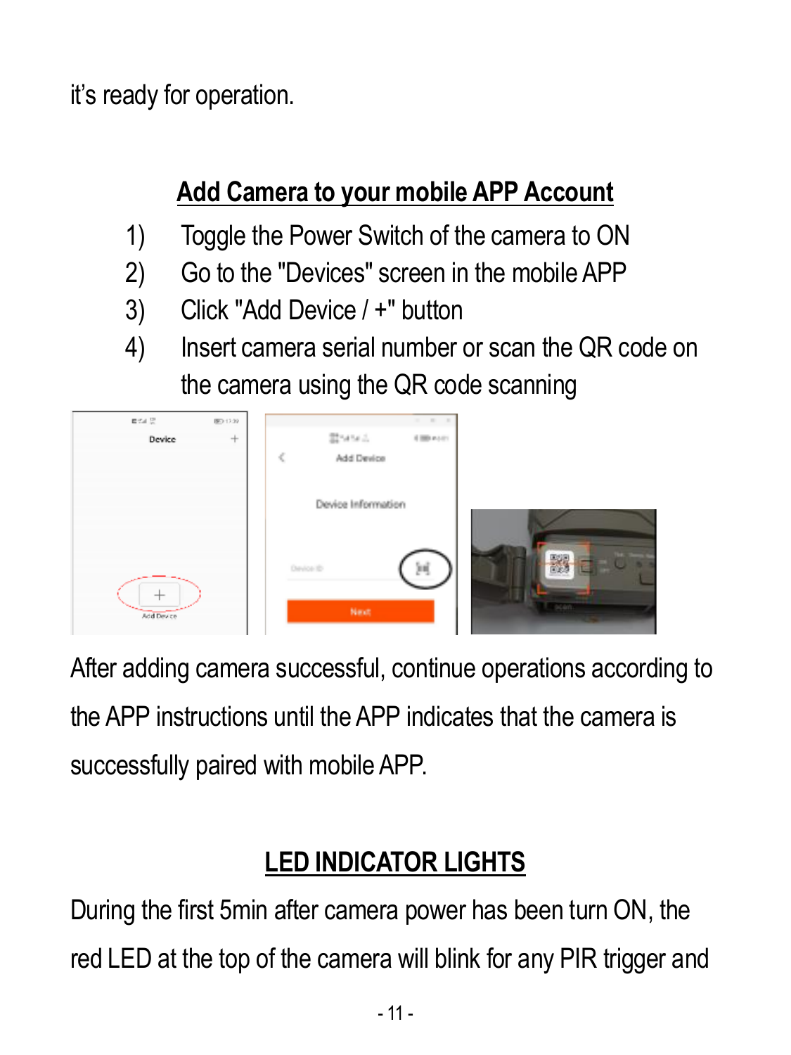it's ready for operation.

## Add Camera to your mobile APP Account

1) Toggle the Power Switch of the camera to ON
2) Go to the "Devices" screen in the mobile APP
3) Click "Add Device / +" button
4) Insert camera serial number or scan the QR code on the camera using the QR code scanning

After adding camera successful, continue operations according to the APP instructions until the APP indicates that the camera is successfully paired with mobile APP.

## LED INDICATOR LIGHTS

During the first 5min after camera power has been turn ON, the red LED at the top of the camera will blink for any PIR trigger and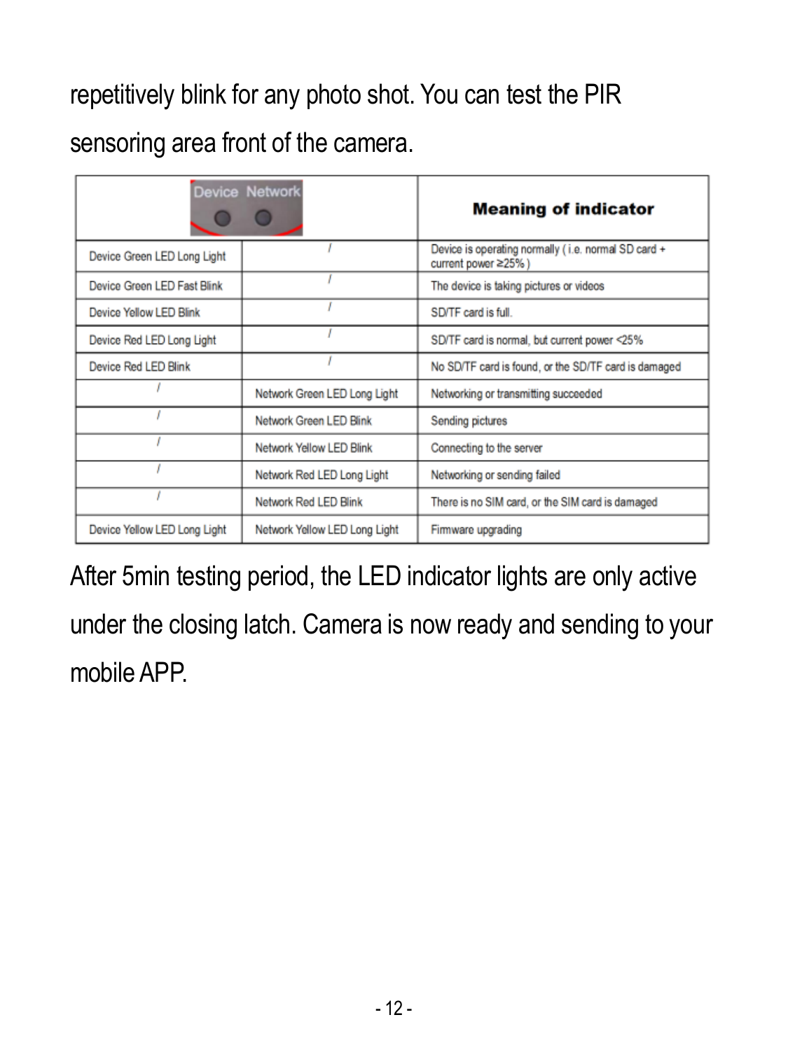repetitively blink for any photo shot. You can test the PIR sensoring area front of the camera.

| Device | Network | Meaning of indicator |
|---|---|---|
| Device Green LED Long Light | / | Device is operating normally ( i.e. normal SD card + current power ≥25% ) |
| Device Green LED Fast Blink | / | The device is taking pictures or videos |
| Device Yellow LED Blink | / | SD/TF card is full. |
| Device Red LED Long Light | / | SD/TF card is normal, but current power <25% |
| Device Red LED Blink | / | No SD/TF card is found, or the SD/TF card is damaged |
| / | Network Green LED Long Light | Networking or transmitting succeeded |
| / | Network Green LED Blink | Sending pictures |
| / | Network Yellow LED Blink | Connecting to the server |
| / | Network Red LED Long Light | Networking or sending failed |
| / | Network Red LED Blink | There is no SIM card, or the SIM card is damaged |
| Device Yellow LED Long Light | Network Yellow LED Long Light | Firmware upgrading |

After 5min testing period, the LED indicator lights are only active under the closing latch. Camera is now ready and sending to your mobile APP.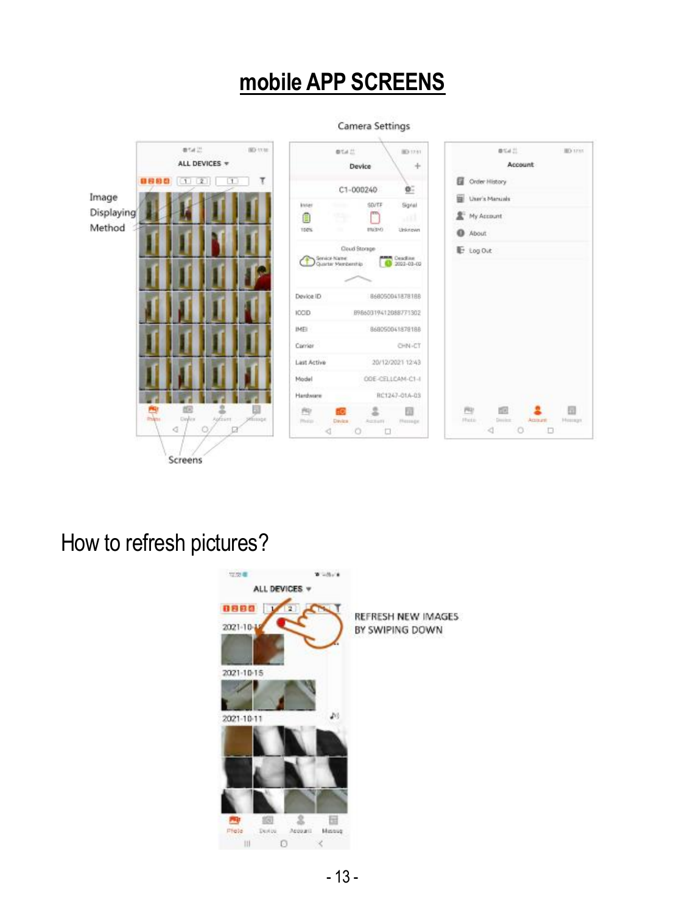# mobile APP SCREENS

Camera Settings

Image Displaying Method

Screens

## How to refresh pictures?

REFRESH NEW IMAGES BY SWIPING DOWN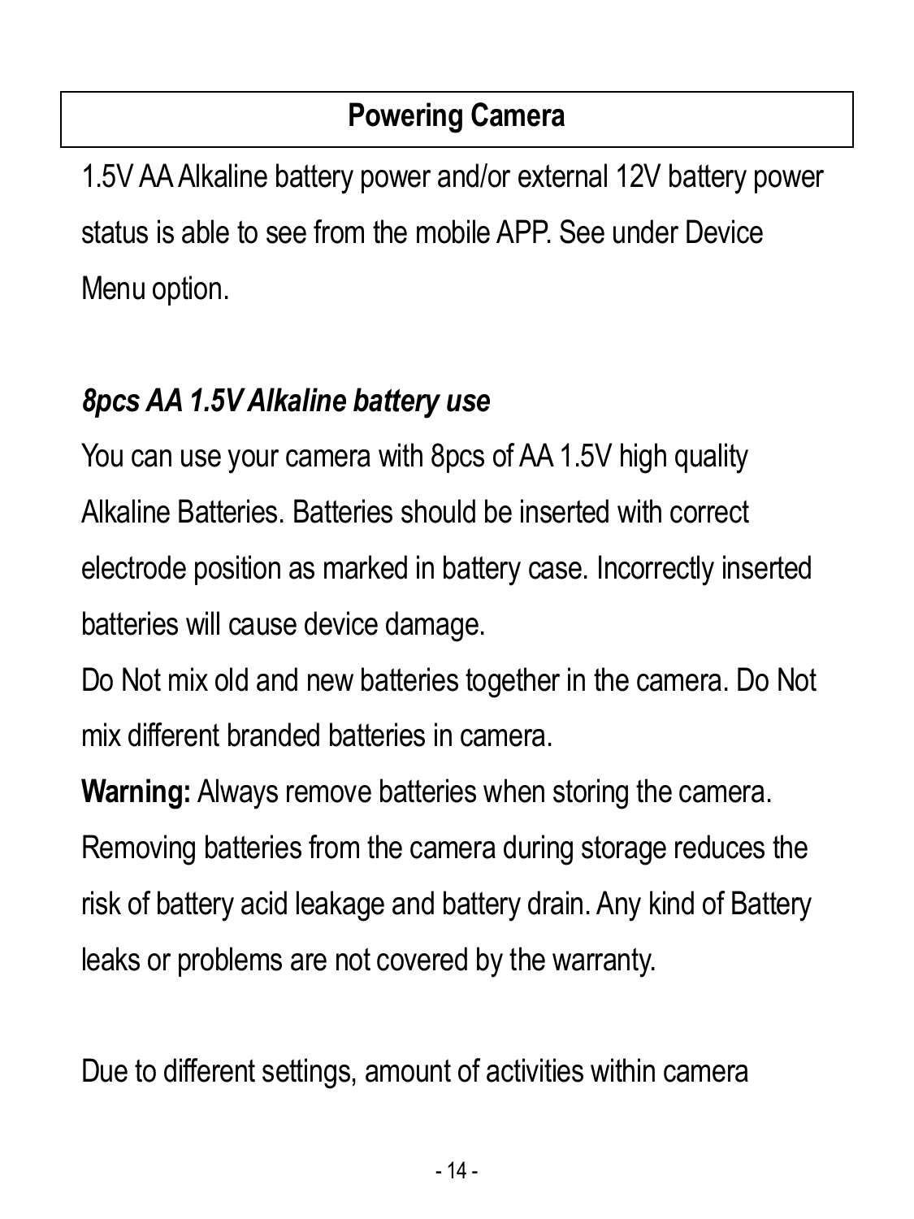## Powering Camera

1.5V AA Alkaline battery power and/or external 12V battery power status is able to see from the mobile APP. See under Device Menu option.

### *8pcs AA 1.5V Alkaline battery use*

You can use your camera with 8pcs of AA 1.5V high quality Alkaline Batteries. Batteries should be inserted with correct electrode position as marked in battery case. Incorrectly inserted batteries will cause device damage.

Do Not mix old and new batteries together in the camera. Do Not mix different branded batteries in camera.

**Warning:** Always remove batteries when storing the camera. Removing batteries from the camera during storage reduces the risk of battery acid leakage and battery drain. Any kind of Battery leaks or problems are not covered by the warranty.

Due to different settings, amount of activities within camera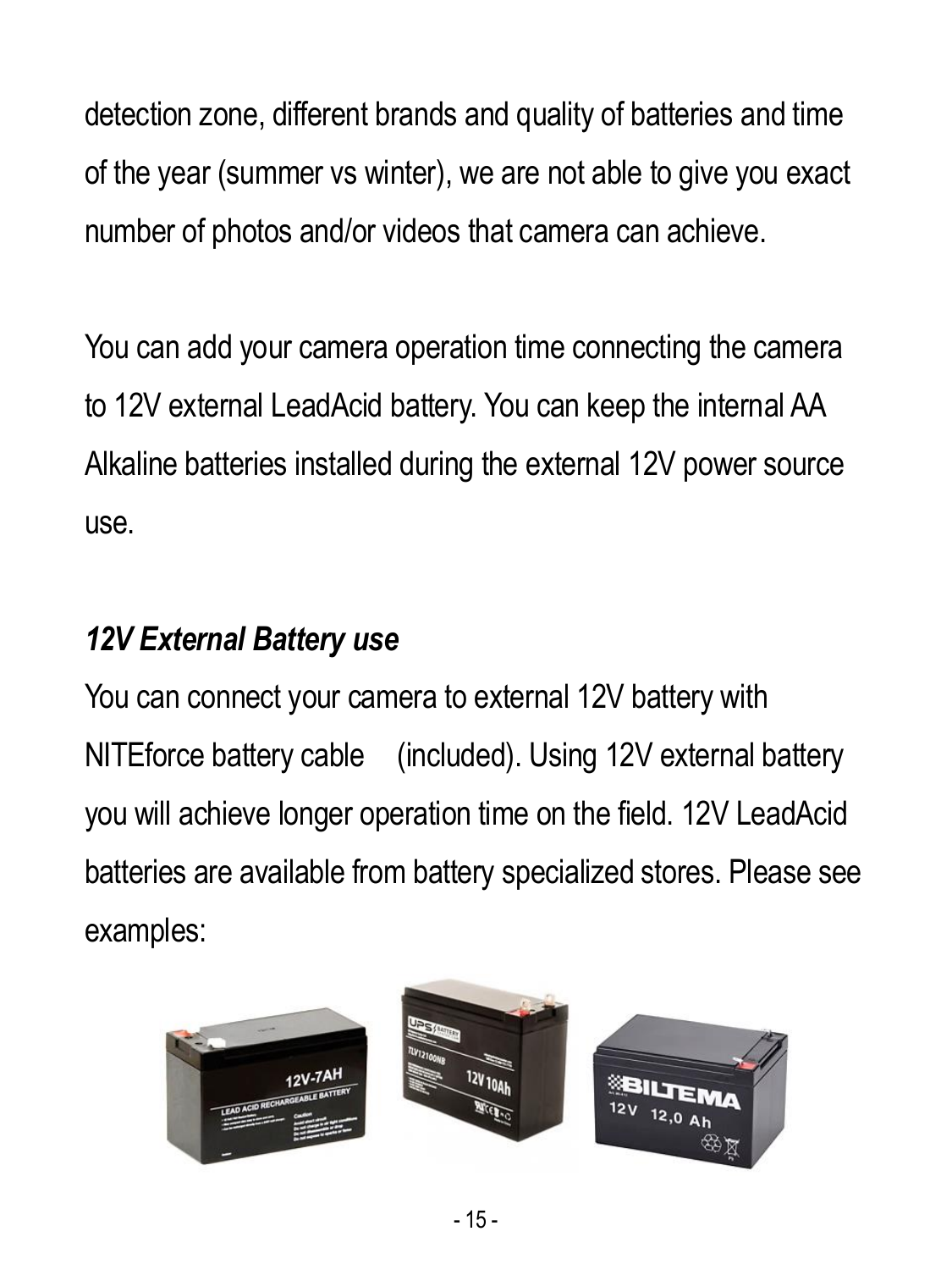detection zone, different brands and quality of batteries and time of the year (summer vs winter), we are not able to give you exact number of photos and/or videos that camera can achieve.

You can add your camera operation time connecting the camera to 12V external LeadAcid battery. You can keep the internal AA Alkaline batteries installed during the external 12V power source use.

### *12V External Battery use*

You can connect your camera to external 12V battery with NITEforce battery cable (included). Using 12V external battery you will achieve longer operation time on the field. 12V LeadAcid batteries are available from battery specialized stores. Please see examples: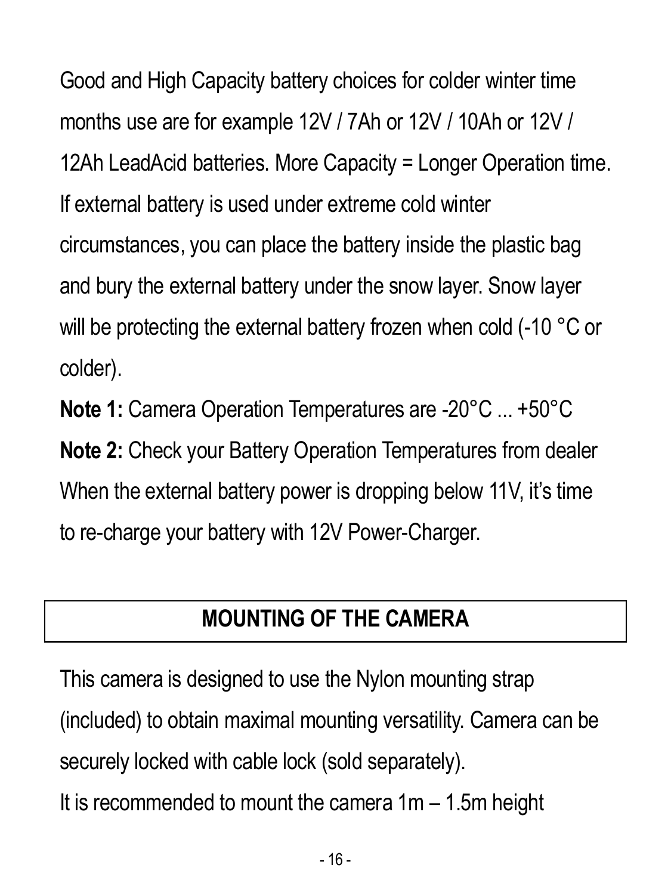Good and High Capacity battery choices for colder winter time months use are for example 12V / 7Ah or 12V / 10Ah or 12V / 12Ah LeadAcid batteries. More Capacity = Longer Operation time. If external battery is used under extreme cold winter circumstances, you can place the battery inside the plastic bag and bury the external battery under the snow layer. Snow layer will be protecting the external battery frozen when cold (-10 °C or colder).

**Note 1:** Camera Operation Temperatures are -20°C ... +50°C

**Note 2:** Check your Battery Operation Temperatures from dealer

When the external battery power is dropping below 11V, it's time to re-charge your battery with 12V Power-Charger.

## MOUNTING OF THE CAMERA

This camera is designed to use the Nylon mounting strap (included) to obtain maximal mounting versatility. Camera can be securely locked with cable lock (sold separately).

It is recommended to mount the camera 1m – 1.5m height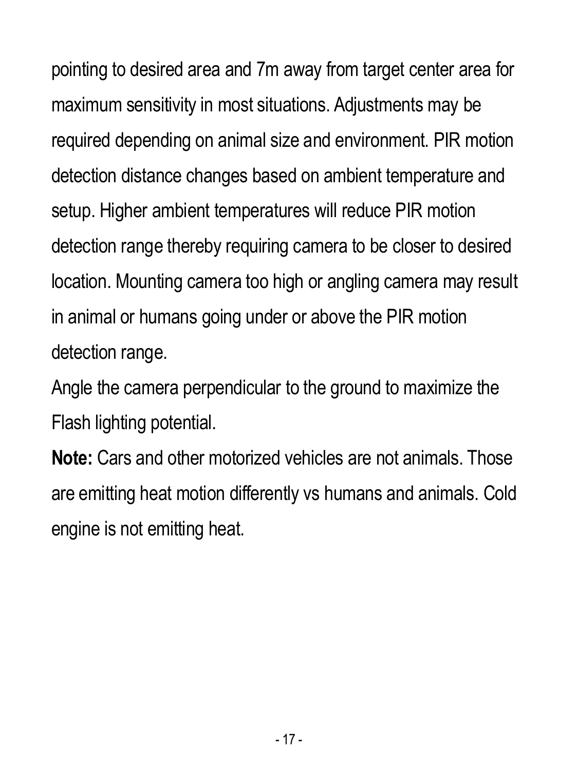pointing to desired area and 7m away from target center area for maximum sensitivity in most situations. Adjustments may be required depending on animal size and environment. PIR motion detection distance changes based on ambient temperature and setup. Higher ambient temperatures will reduce PIR motion detection range thereby requiring camera to be closer to desired location. Mounting camera too high or angling camera may result in animal or humans going under or above the PIR motion detection range.

Angle the camera perpendicular to the ground to maximize the Flash lighting potential.

**Note:** Cars and other motorized vehicles are not animals. Those are emitting heat motion differently vs humans and animals. Cold engine is not emitting heat.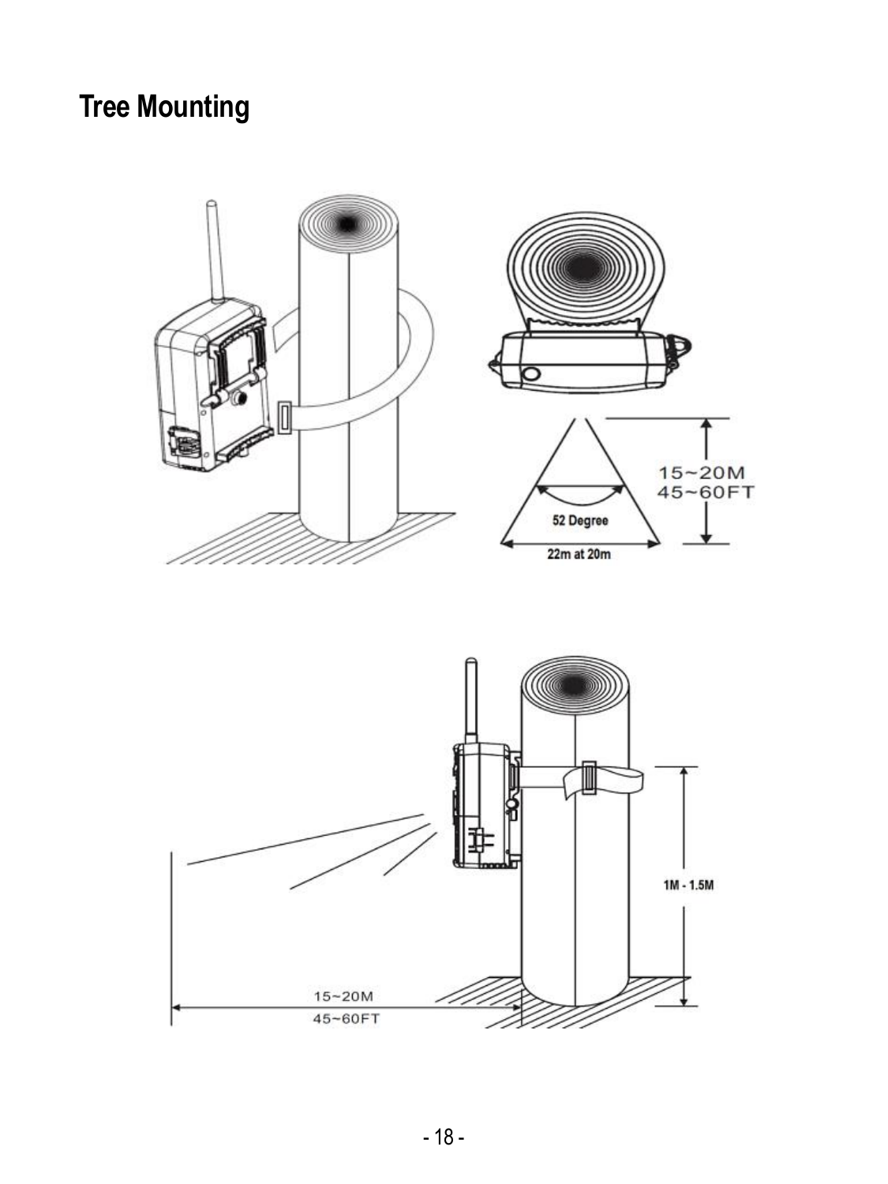## Tree Mounting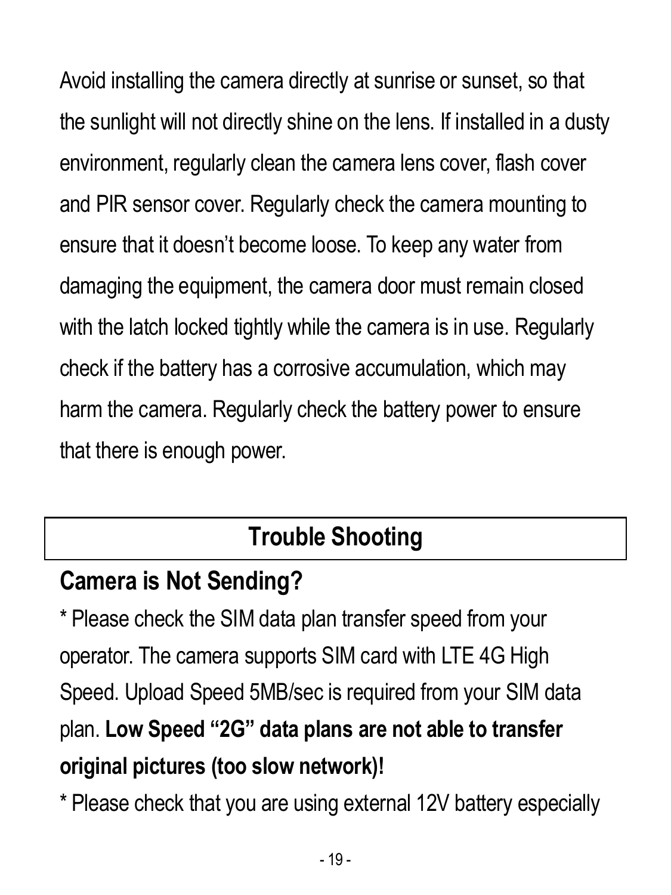Avoid installing the camera directly at sunrise or sunset, so that the sunlight will not directly shine on the lens. If installed in a dusty environment, regularly clean the camera lens cover, flash cover and PIR sensor cover. Regularly check the camera mounting to ensure that it doesn't become loose. To keep any water from damaging the equipment, the camera door must remain closed with the latch locked tightly while the camera is in use. Regularly check if the battery has a corrosive accumulation, which may harm the camera. Regularly check the battery power to ensure that there is enough power.

## Trouble Shooting

### Camera is Not Sending?

* Please check the SIM data plan transfer speed from your operator. The camera supports SIM card with LTE 4G High Speed. Upload Speed 5MB/sec is required from your SIM data plan. **Low Speed "2G" data plans are not able to transfer original pictures (too slow network)!**

* Please check that you are using external 12V battery especially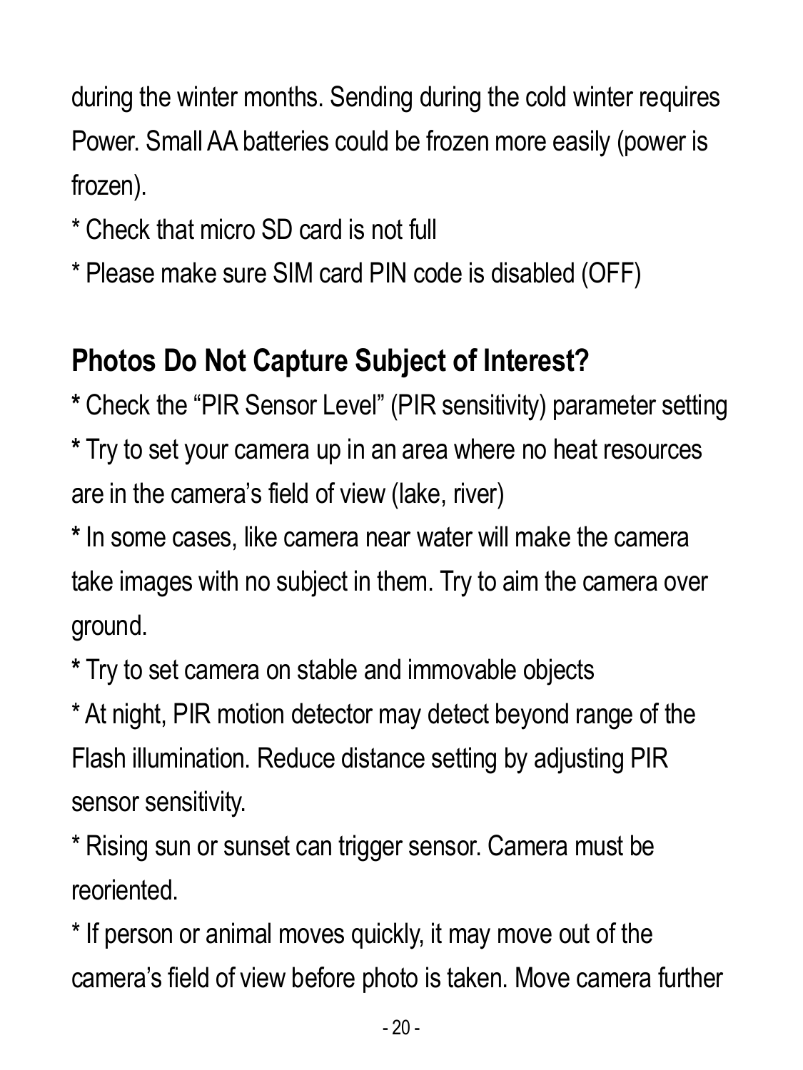during the winter months. Sending during the cold winter requires Power. Small AA batteries could be frozen more easily (power is frozen).

* Check that micro SD card is not full

* Please make sure SIM card PIN code is disabled (OFF)

## Photos Do Not Capture Subject of Interest?

* Check the "PIR Sensor Level" (PIR sensitivity) parameter setting

* Try to set your camera up in an area where no heat resources are in the camera's field of view (lake, river)

* In some cases, like camera near water will make the camera take images with no subject in them. Try to aim the camera over ground.

* Try to set camera on stable and immovable objects

* At night, PIR motion detector may detect beyond range of the Flash illumination. Reduce distance setting by adjusting PIR sensor sensitivity.

* Rising sun or sunset can trigger sensor. Camera must be reoriented.

* If person or animal moves quickly, it may move out of the camera's field of view before photo is taken. Move camera further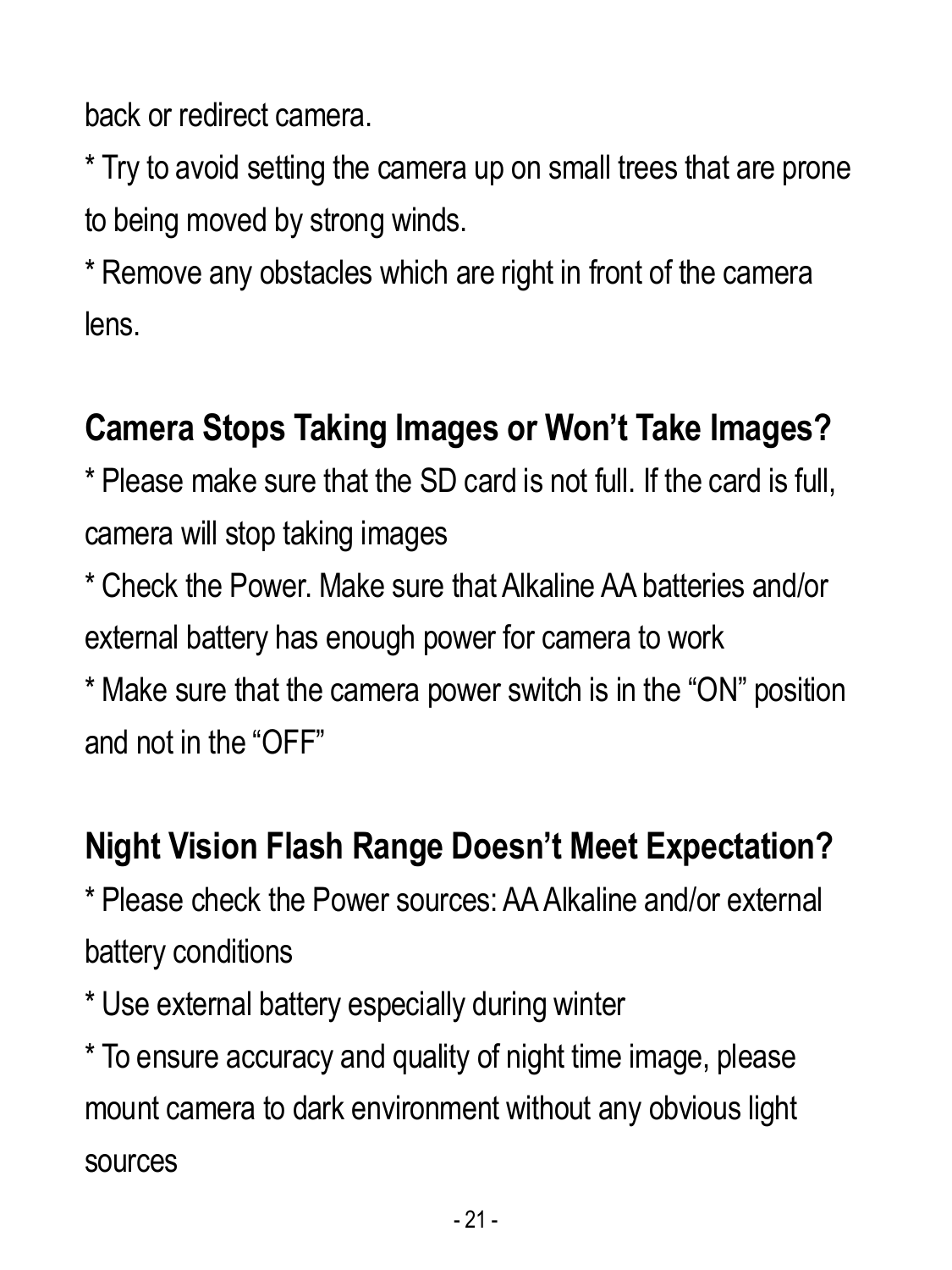back or redirect camera.

* Try to avoid setting the camera up on small trees that are prone to being moved by strong winds.

* Remove any obstacles which are right in front of the camera lens.

## Camera Stops Taking Images or Won't Take Images?

* Please make sure that the SD card is not full. If the card is full, camera will stop taking images

* Check the Power. Make sure that Alkaline AA batteries and/or external battery has enough power for camera to work

* Make sure that the camera power switch is in the "ON" position and not in the "OFF"

## Night Vision Flash Range Doesn't Meet Expectation?

* Please check the Power sources: AA Alkaline and/or external battery conditions

* Use external battery especially during winter

* To ensure accuracy and quality of night time image, please mount camera to dark environment without any obvious light sources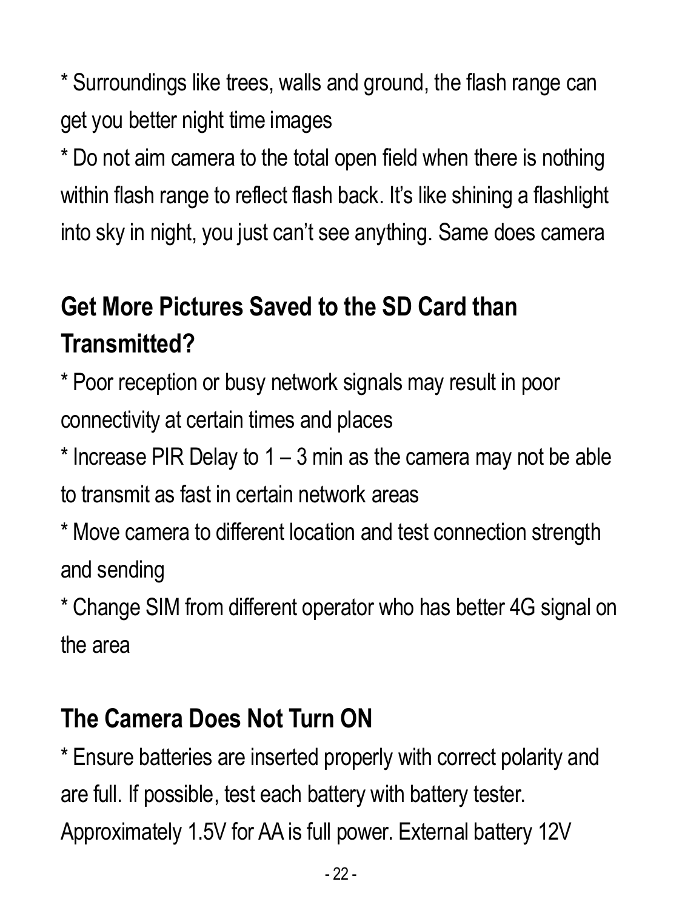* Surroundings like trees, walls and ground, the flash range can get you better night time images

* Do not aim camera to the total open field when there is nothing within flash range to reflect flash back. It's like shining a flashlight into sky in night, you just can't see anything. Same does camera

## Get More Pictures Saved to the SD Card than Transmitted?

* Poor reception or busy network signals may result in poor connectivity at certain times and places

* Increase PIR Delay to 1 – 3 min as the camera may not be able to transmit as fast in certain network areas

* Move camera to different location and test connection strength and sending

* Change SIM from different operator who has better 4G signal on the area

## The Camera Does Not Turn ON

* Ensure batteries are inserted properly with correct polarity and are full. If possible, test each battery with battery tester. Approximately 1.5V for AA is full power. External battery 12V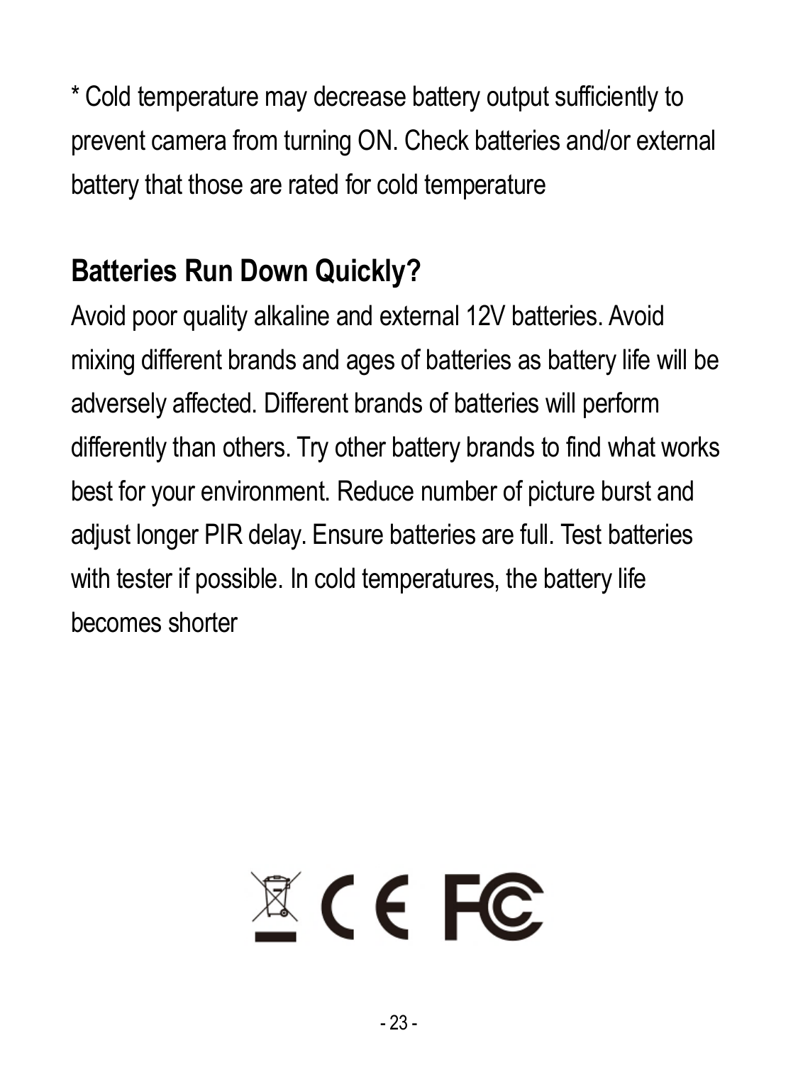* Cold temperature may decrease battery output sufficiently to prevent camera from turning ON. Check batteries and/or external battery that those are rated for cold temperature

## Batteries Run Down Quickly?

Avoid poor quality alkaline and external 12V batteries. Avoid mixing different brands and ages of batteries as battery life will be adversely affected. Different brands of batteries will perform differently than others. Try other battery brands to find what works best for your environment. Reduce number of picture burst and adjust longer PIR delay. Ensure batteries are full. Test batteries with tester if possible. In cold temperatures, the battery life becomes shorter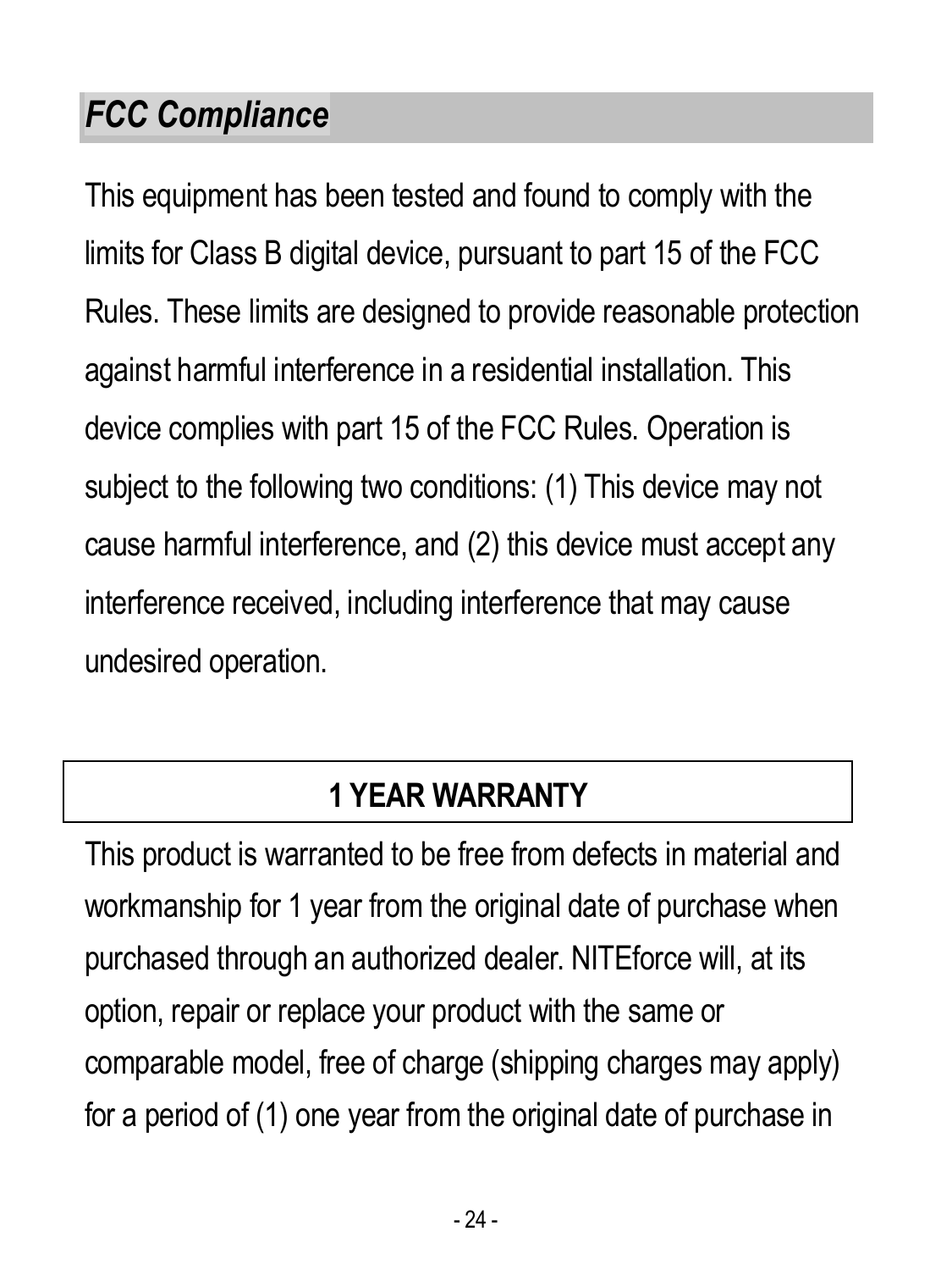## *FCC Compliance*

This equipment has been tested and found to comply with the limits for Class B digital device, pursuant to part 15 of the FCC Rules. These limits are designed to provide reasonable protection against harmful interference in a residential installation. This device complies with part 15 of the FCC Rules. Operation is subject to the following two conditions: (1) This device may not cause harmful interference, and (2) this device must accept any interference received, including interference that may cause undesired operation.

## 1 YEAR WARRANTY

This product is warranted to be free from defects in material and workmanship for 1 year from the original date of purchase when purchased through an authorized dealer. NITEforce will, at its option, repair or replace your product with the same or comparable model, free of charge (shipping charges may apply) for a period of (1) one year from the original date of purchase in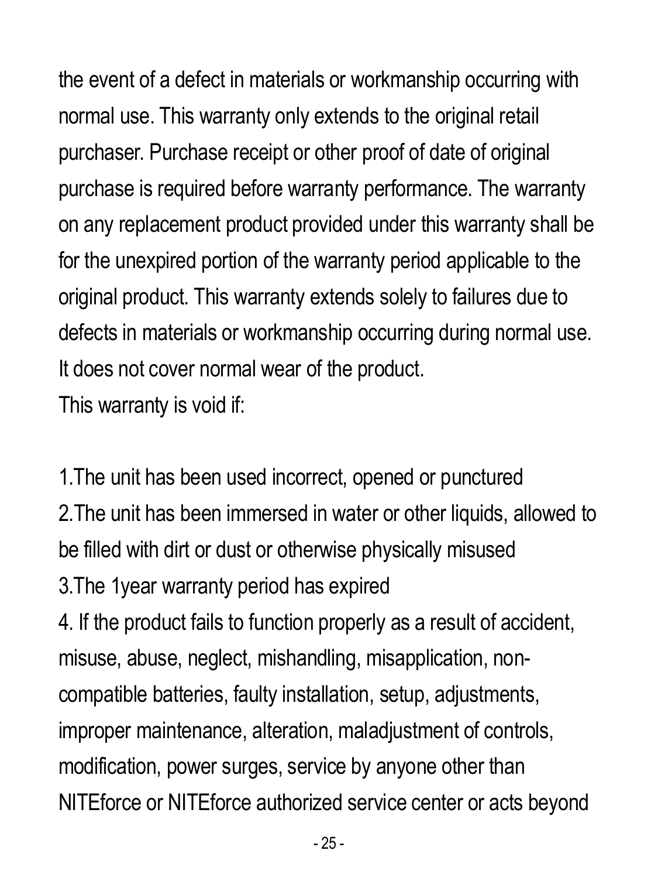the event of a defect in materials or workmanship occurring with normal use. This warranty only extends to the original retail purchaser. Purchase receipt or other proof of date of original purchase is required before warranty performance. The warranty on any replacement product provided under this warranty shall be for the unexpired portion of the warranty period applicable to the original product. This warranty extends solely to failures due to defects in materials or workmanship occurring during normal use. It does not cover normal wear of the product.

This warranty is void if:

1.The unit has been used incorrect, opened or punctured
2.The unit has been immersed in water or other liquids, allowed to be filled with dirt or dust or otherwise physically misused
3.The 1year warranty period has expired
4. If the product fails to function properly as a result of accident, misuse, abuse, neglect, mishandling, misapplication, non-compatible batteries, faulty installation, setup, adjustments, improper maintenance, alteration, maladjustment of controls, modification, power surges, service by anyone other than NITEforce or NITEforce authorized service center or acts beyond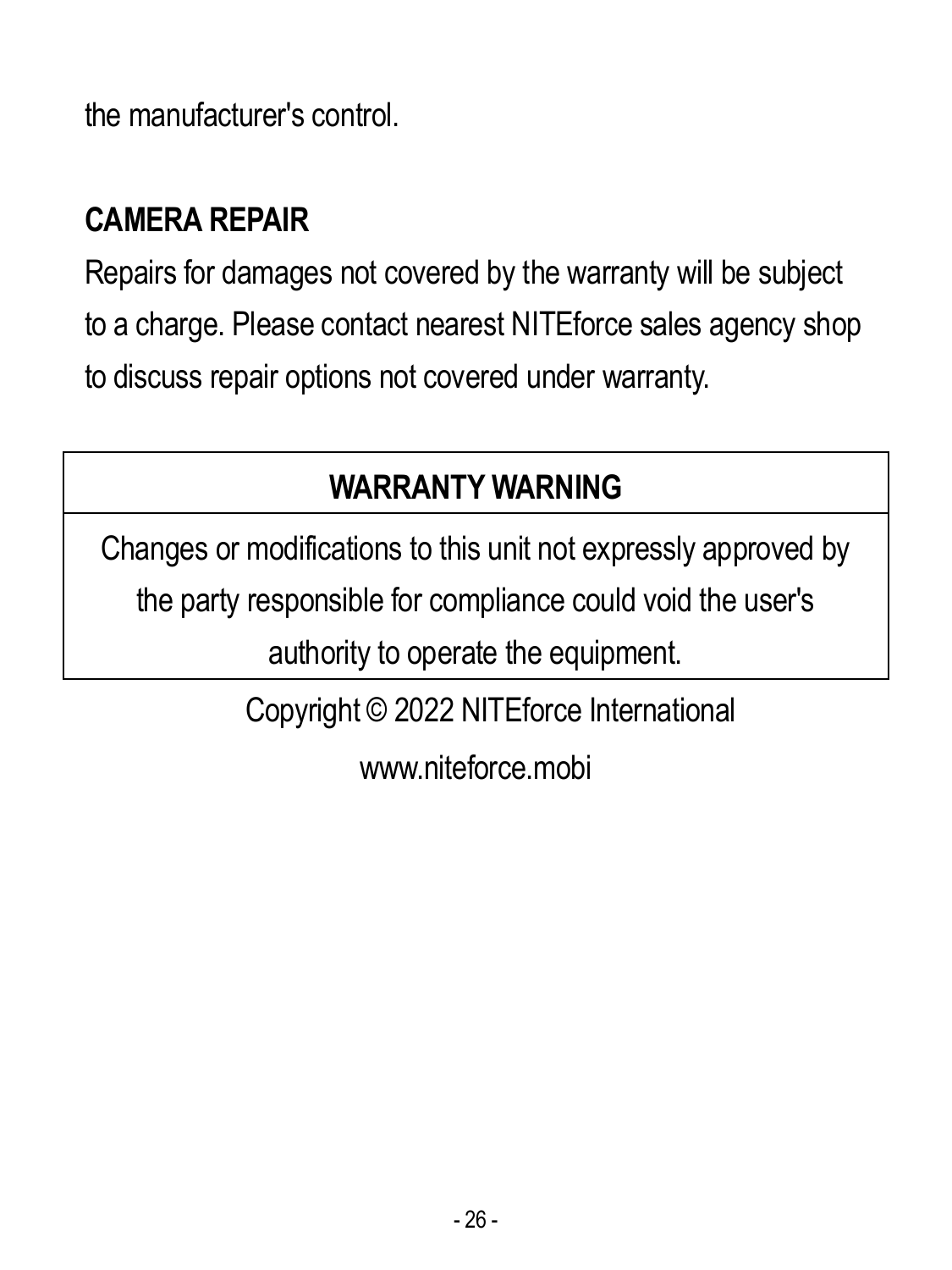the manufacturer's control.

## CAMERA REPAIR

Repairs for damages not covered by the warranty will be subject to a charge. Please contact nearest NITEforce sales agency shop to discuss repair options not covered under warranty.

| WARRANTY WARNING |
| --- |
| Changes or modifications to this unit not expressly approved by the party responsible for compliance could void the user's authority to operate the equipment. |

Copyright © 2022 NITEforce International

www.niteforce.mobi